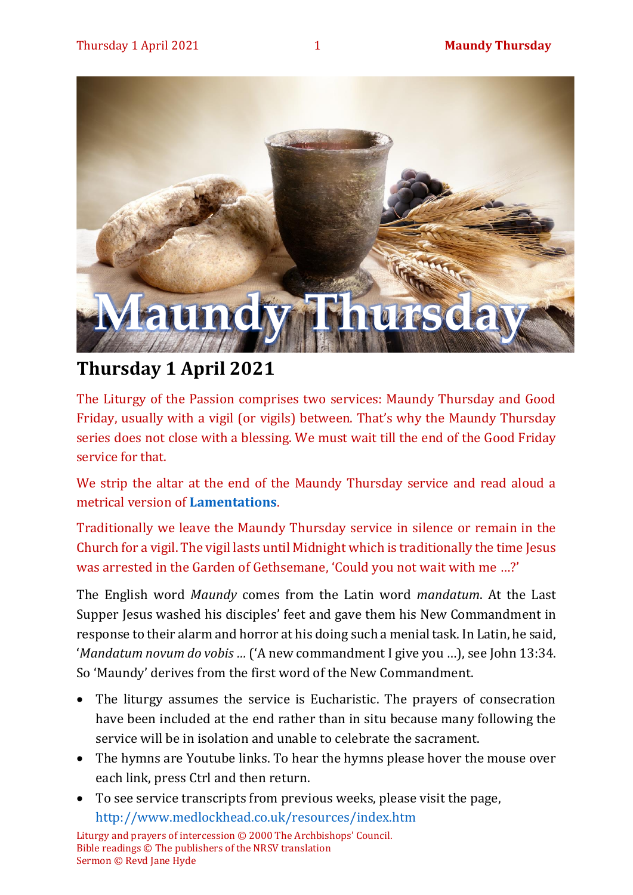# Thursday 1 April 2021

The Liturgy of the Passion comprises two services: Maundy Thursday and Good Friday, usually with a vigil (or vigils) between. That's why the Maundy Thursday series does not close with a blessing. We must wait till the end of the Good Friday service for that.

We strip the altar at the end of the Maundy Thursday service and read aloud a metrical version of **Lamentations**.

Traditionally we leave the Maundy Thursday service in silence or remain in the Church for a vigil. The vigil lasts until Midnight which is traditionally the time Jesus was arrested in the Garden of Gethsemane, 'Could you not wait with me …?'

The English word *Maundy* comes from the Latin word *mandatum*. At the Last Supper Jesus washed his disciples' feet and gave them his New Commandment in response to their alarm and horror at his doing such a menial task. In Latin, he said, '*Mandatum novum do vobis …* ('A new commandment I give you …), see John 13:34. So 'Maundy' derives from the first word of the New Commandment.

- The liturgy assumes the service is Eucharistic. The prayers of consecration have been included at the end rather than in situ because many following the service will be in isolation and unable to celebrate the sacrament.
- The hymns are Youtube links. To hear the hymns please hover the mouse over each link, press Ctrl and then return.
- To see service transcripts from previous weeks, please visit the page, http://www.medlockhead.co.uk/resources/index.htm

Liturgy and prayers of intercession © 2000 The Archbishops' Council.
Bible readings © The publishers of the NRSV translation
Sermon © Revd Jane Hyde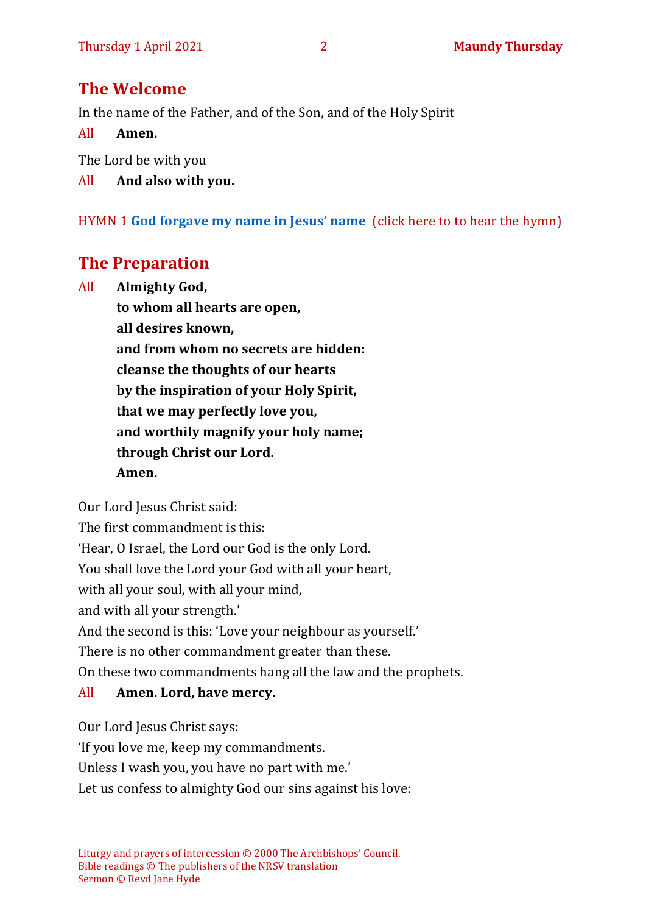## The Welcome

In the name of the Father, and of the Son, and of the Holy Spirit

All **Amen.**

The Lord be with you

All **And also with you.**

HYMN 1 **God forgave my name in Jesus' name** (click here to to hear the hymn)

## The Preparation

All **Almighty God,**
**to whom all hearts are open,**
**all desires known,**
**and from whom no secrets are hidden:**
**cleanse the thoughts of our hearts**
**by the inspiration of your Holy Spirit,**
**that we may perfectly love you,**
**and worthily magnify your holy name;**
**through Christ our Lord.**
**Amen.**

Our Lord Jesus Christ said:
The first commandment is this:
'Hear, O Israel, the Lord our God is the only Lord.
You shall love the Lord your God with all your heart,
with all your soul, with all your mind,
and with all your strength.'
And the second is this: 'Love your neighbour as yourself.'
There is no other commandment greater than these.
On these two commandments hang all the law and the prophets.

All **Amen. Lord, have mercy.**

Our Lord Jesus Christ says:
'If you love me, keep my commandments.
Unless I wash you, you have no part with me.'
Let us confess to almighty God our sins against his love:

Liturgy and prayers of intercession © 2000 The Archbishops' Council.
Bible readings © The publishers of the NRSV translation
Sermon © Revd Jane Hyde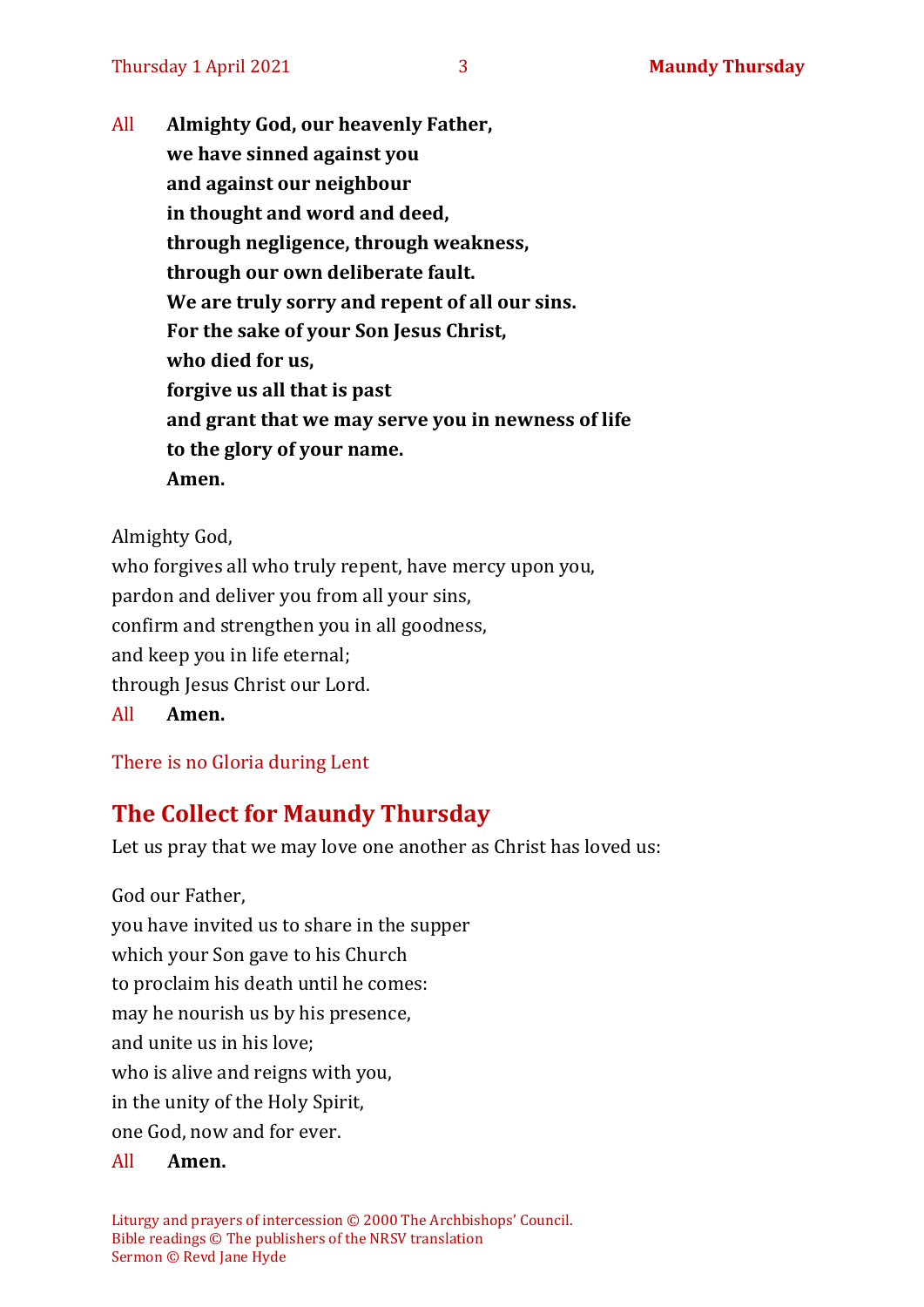All **Almighty God, our heavenly Father,**
**we have sinned against you**
**and against our neighbour**
**in thought and word and deed,**
**through negligence, through weakness,**
**through our own deliberate fault.**
**We are truly sorry and repent of all our sins.**
**For the sake of your Son Jesus Christ,**
**who died for us,**
**forgive us all that is past**
**and grant that we may serve you in newness of life**
**to the glory of your name.**
**Amen.**

Almighty God,
who forgives all who truly repent, have mercy upon you,
pardon and deliver you from all your sins,
confirm and strengthen you in all goodness,
and keep you in life eternal;
through Jesus Christ our Lord.

All **Amen.**

There is no Gloria during Lent

## The Collect for Maundy Thursday

Let us pray that we may love one another as Christ has loved us:

God our Father,
you have invited us to share in the supper
which your Son gave to his Church
to proclaim his death until he comes:
may he nourish us by his presence,
and unite us in his love;
who is alive and reigns with you,
in the unity of the Holy Spirit,
one God, now and for ever.

All **Amen.**

Liturgy and prayers of intercession © 2000 The Archbishops' Council.
Bible readings © The publishers of the NRSV translation
Sermon © Revd Jane Hyde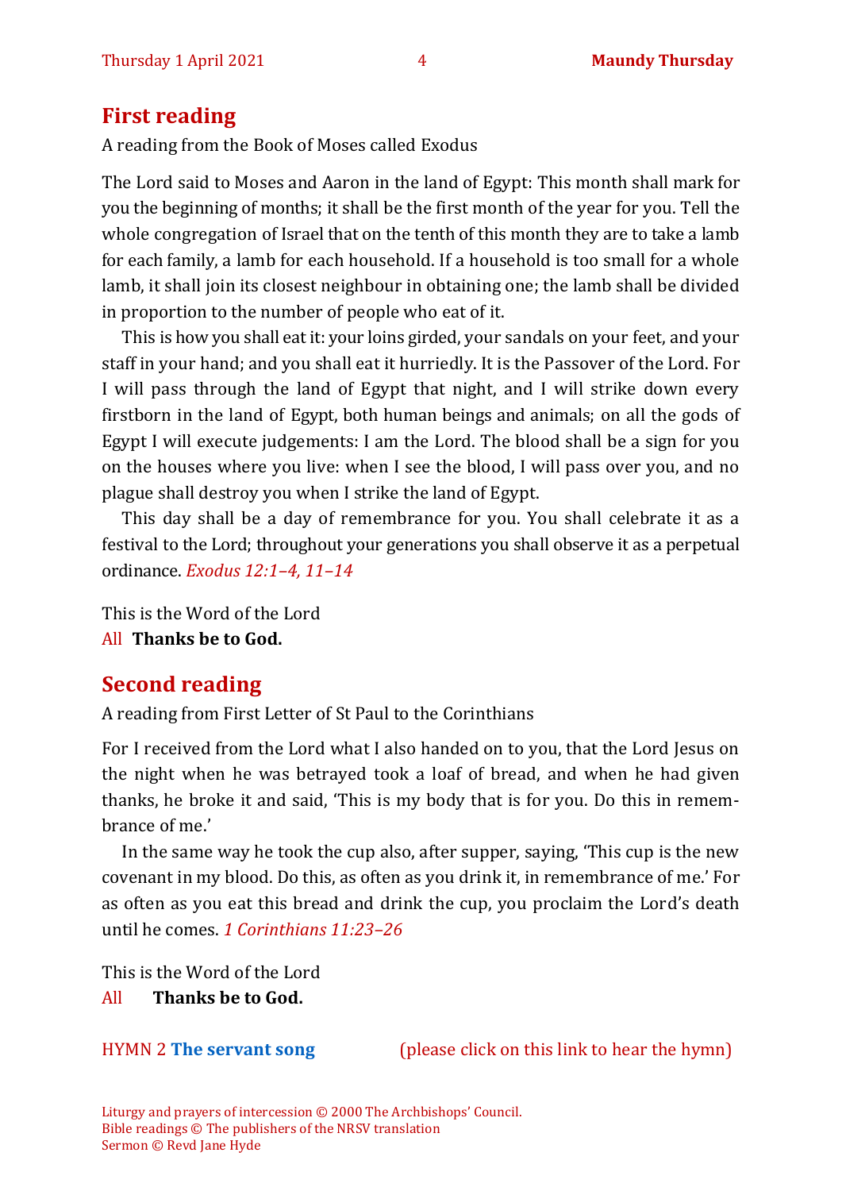## First reading

A reading from the Book of Moses called Exodus

The Lord said to Moses and Aaron in the land of Egypt: This month shall mark for you the beginning of months; it shall be the first month of the year for you. Tell the whole congregation of Israel that on the tenth of this month they are to take a lamb for each family, a lamb for each household. If a household is too small for a whole lamb, it shall join its closest neighbour in obtaining one; the lamb shall be divided in proportion to the number of people who eat of it.

This is how you shall eat it: your loins girded, your sandals on your feet, and your staff in your hand; and you shall eat it hurriedly. It is the Passover of the Lord. For I will pass through the land of Egypt that night, and I will strike down every firstborn in the land of Egypt, both human beings and animals; on all the gods of Egypt I will execute judgements: I am the Lord. The blood shall be a sign for you on the houses where you live: when I see the blood, I will pass over you, and no plague shall destroy you when I strike the land of Egypt.

This day shall be a day of remembrance for you. You shall celebrate it as a festival to the Lord; throughout your generations you shall observe it as a perpetual ordinance. *Exodus 12:1–4, 11–14*

This is the Word of the Lord
All **Thanks be to God.**

## Second reading

A reading from First Letter of St Paul to the Corinthians

For I received from the Lord what I also handed on to you, that the Lord Jesus on the night when he was betrayed took a loaf of bread, and when he had given thanks, he broke it and said, 'This is my body that is for you. Do this in remembrance of me.'

In the same way he took the cup also, after supper, saying, 'This cup is the new covenant in my blood. Do this, as often as you drink it, in remembrance of me.' For as often as you eat this bread and drink the cup, you proclaim the Lord's death until he comes. *1 Corinthians 11:23–26*

This is the Word of the Lord
All **Thanks be to God.**

HYMN 2 **The servant song** (please click on this link to hear the hymn)

Liturgy and prayers of intercession © 2000 The Archbishops' Council.
Bible readings © The publishers of the NRSV translation
Sermon © Revd Jane Hyde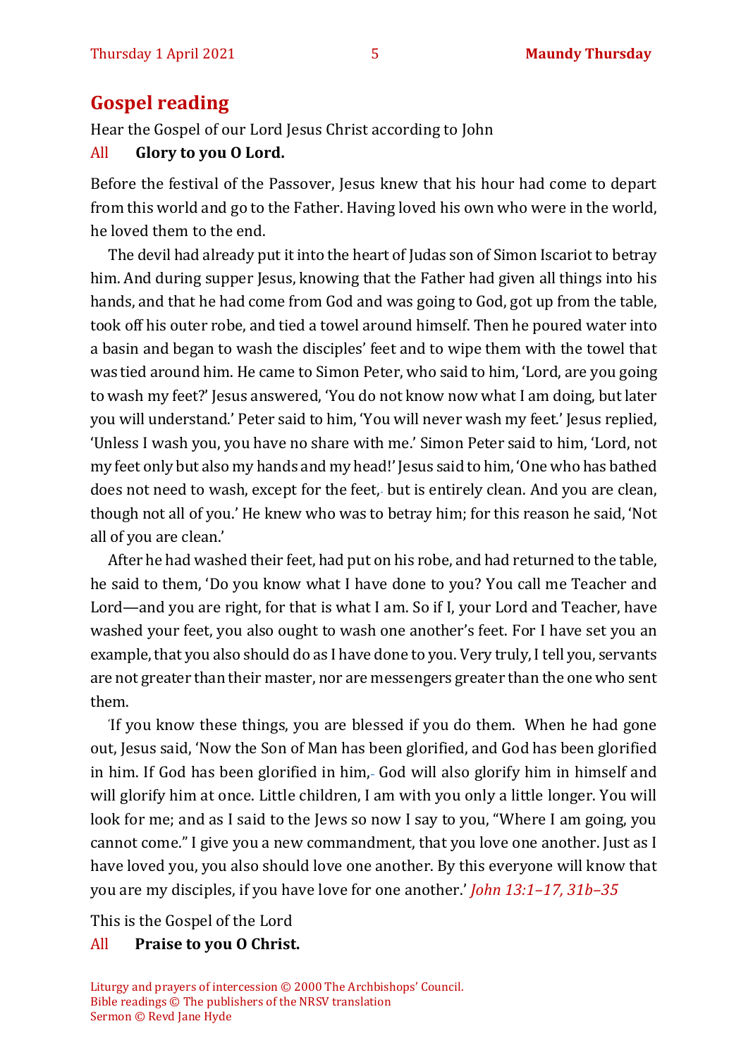## Gospel reading

Hear the Gospel of our Lord Jesus Christ according to John

All **Glory to you O Lord.**

Before the festival of the Passover, Jesus knew that his hour had come to depart from this world and go to the Father. Having loved his own who were in the world, he loved them to the end.

The devil had already put it into the heart of Judas son of Simon Iscariot to betray him. And during supper Jesus, knowing that the Father had given all things into his hands, and that he had come from God and was going to God, got up from the table, took off his outer robe, and tied a towel around himself. Then he poured water into a basin and began to wash the disciples' feet and to wipe them with the towel that was tied around him. He came to Simon Peter, who said to him, 'Lord, are you going to wash my feet?' Jesus answered, 'You do not know now what I am doing, but later you will understand.' Peter said to him, 'You will never wash my feet.' Jesus replied, 'Unless I wash you, you have no share with me.' Simon Peter said to him, 'Lord, not my feet only but also my hands and my head!' Jesus said to him, 'One who has bathed does not need to wash, except for the feet, but is entirely clean. And you are clean, though not all of you.' He knew who was to betray him; for this reason he said, 'Not all of you are clean.'

After he had washed their feet, had put on his robe, and had returned to the table, he said to them, 'Do you know what I have done to you? You call me Teacher and Lord—and you are right, for that is what I am. So if I, your Lord and Teacher, have washed your feet, you also ought to wash one another's feet. For I have set you an example, that you also should do as I have done to you. Very truly, I tell you, servants are not greater than their master, nor are messengers greater than the one who sent them.

'If you know these things, you are blessed if you do them. When he had gone out, Jesus said, 'Now the Son of Man has been glorified, and God has been glorified in him. If God has been glorified in him, God will also glorify him in himself and will glorify him at once. Little children, I am with you only a little longer. You will look for me; and as I said to the Jews so now I say to you, "Where I am going, you cannot come." I give you a new commandment, that you love one another. Just as I have loved you, you also should love one another. By this everyone will know that you are my disciples, if you have love for one another.' *John 13:1–17, 31b–35*

This is the Gospel of the Lord

All **Praise to you O Christ.**

Liturgy and prayers of intercession © 2000 The Archbishops' Council.
Bible readings © The publishers of the NRSV translation
Sermon © Revd Jane Hyde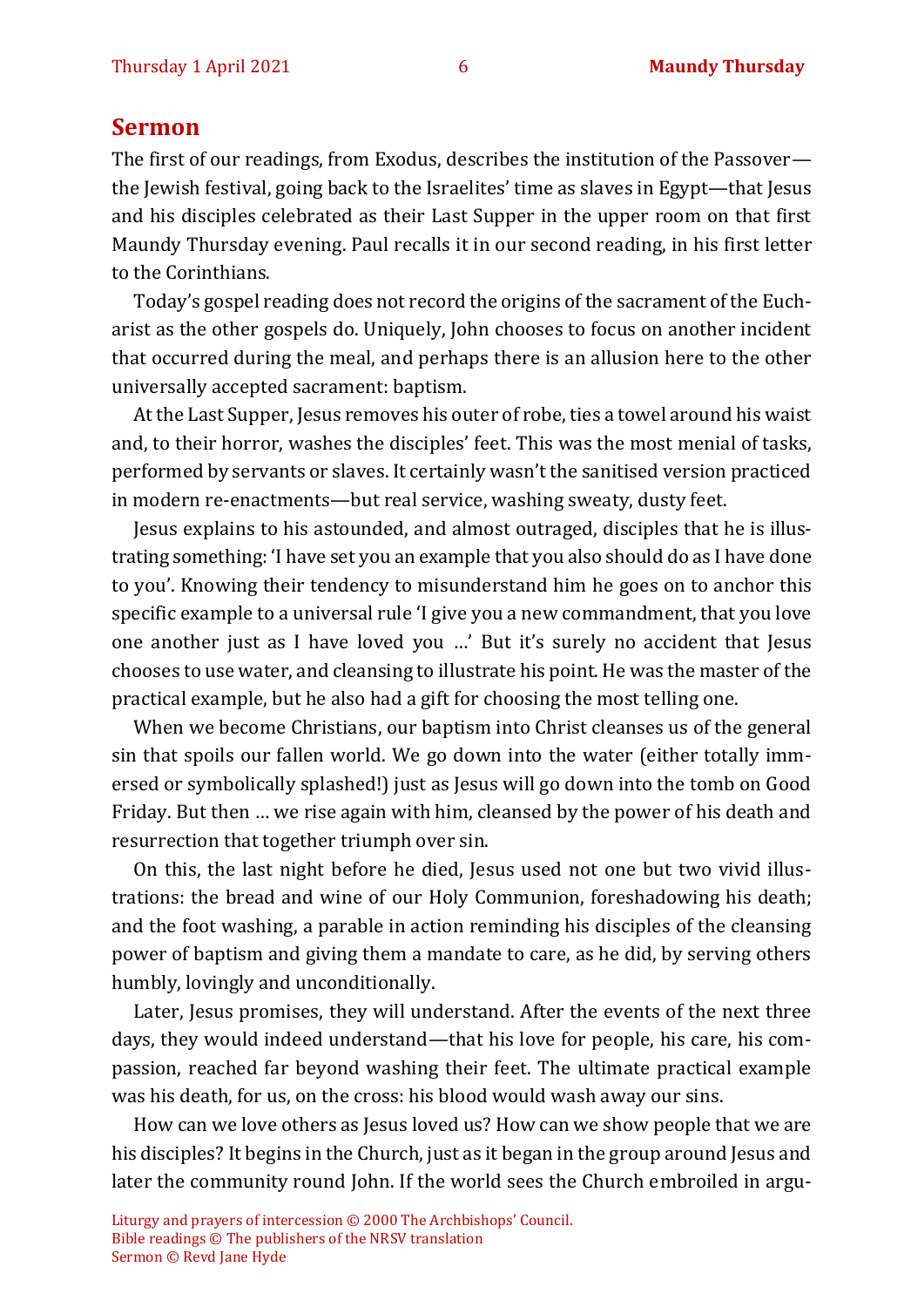## Sermon

The first of our readings, from Exodus, describes the institution of the Passover—the Jewish festival, going back to the Israelites' time as slaves in Egypt—that Jesus and his disciples celebrated as their Last Supper in the upper room on that first Maundy Thursday evening. Paul recalls it in our second reading, in his first letter to the Corinthians.

Today's gospel reading does not record the origins of the sacrament of the Eucharist as the other gospels do. Uniquely, John chooses to focus on another incident that occurred during the meal, and perhaps there is an allusion here to the other universally accepted sacrament: baptism.

At the Last Supper, Jesus removes his outer of robe, ties a towel around his waist and, to their horror, washes the disciples' feet. This was the most menial of tasks, performed by servants or slaves. It certainly wasn't the sanitised version practiced in modern re-enactments—but real service, washing sweaty, dusty feet.

Jesus explains to his astounded, and almost outraged, disciples that he is illustrating something: 'I have set you an example that you also should do as I have done to you'. Knowing their tendency to misunderstand him he goes on to anchor this specific example to a universal rule 'I give you a new commandment, that you love one another just as I have loved you …' But it's surely no accident that Jesus chooses to use water, and cleansing to illustrate his point. He was the master of the practical example, but he also had a gift for choosing the most telling one.

When we become Christians, our baptism into Christ cleanses us of the general sin that spoils our fallen world. We go down into the water (either totally immersed or symbolically splashed!) just as Jesus will go down into the tomb on Good Friday. But then … we rise again with him, cleansed by the power of his death and resurrection that together triumph over sin.

On this, the last night before he died, Jesus used not one but two vivid illustrations: the bread and wine of our Holy Communion, foreshadowing his death; and the foot washing, a parable in action reminding his disciples of the cleansing power of baptism and giving them a mandate to care, as he did, by serving others humbly, lovingly and unconditionally.

Later, Jesus promises, they will understand. After the events of the next three days, they would indeed understand—that his love for people, his care, his compassion, reached far beyond washing their feet. The ultimate practical example was his death, for us, on the cross: his blood would wash away our sins.

How can we love others as Jesus loved us? How can we show people that we are his disciples? It begins in the Church, just as it began in the group around Jesus and later the community round John. If the world sees the Church embroiled in argu-

Liturgy and prayers of intercession © 2000 The Archbishops' Council.
Bible readings © The publishers of the NRSV translation
Sermon © Revd Jane Hyde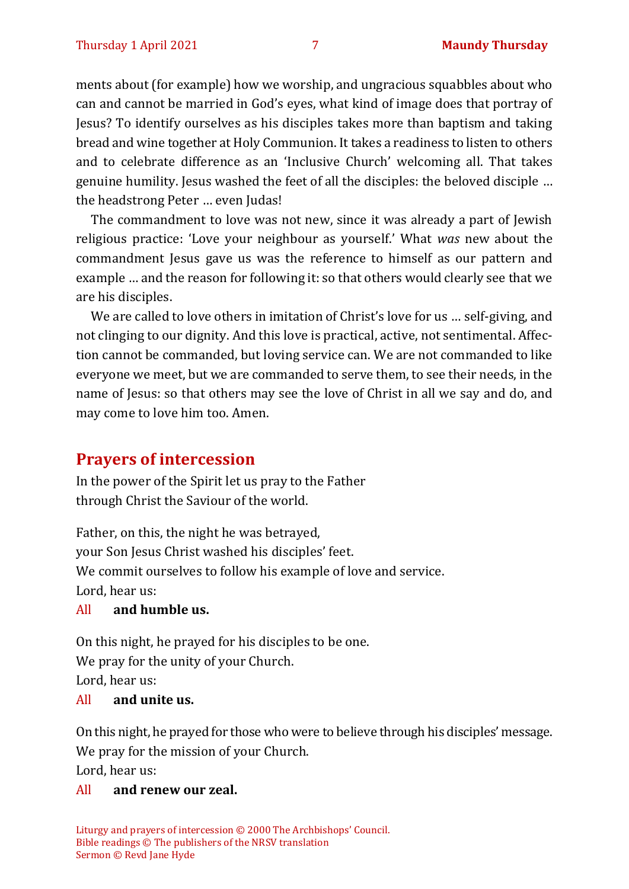ments about (for example) how we worship, and ungracious squabbles about who can and cannot be married in God's eyes, what kind of image does that portray of Jesus? To identify ourselves as his disciples takes more than baptism and taking bread and wine together at Holy Communion. It takes a readiness to listen to others and to celebrate difference as an 'Inclusive Church' welcoming all. That takes genuine humility. Jesus washed the feet of all the disciples: the beloved disciple … the headstrong Peter … even Judas!

The commandment to love was not new, since it was already a part of Jewish religious practice: 'Love your neighbour as yourself.' What *was* new about the commandment Jesus gave us was the reference to himself as our pattern and example … and the reason for following it: so that others would clearly see that we are his disciples.

We are called to love others in imitation of Christ's love for us … self-giving, and not clinging to our dignity. And this love is practical, active, not sentimental. Affection cannot be commanded, but loving service can. We are not commanded to like everyone we meet, but we are commanded to serve them, to see their needs, in the name of Jesus: so that others may see the love of Christ in all we say and do, and may come to love him too. Amen.

## Prayers of intercession

In the power of the Spirit let us pray to the Father
through Christ the Saviour of the world.

Father, on this, the night he was betrayed,
your Son Jesus Christ washed his disciples' feet.
We commit ourselves to follow his example of love and service.
Lord, hear us:

All **and humble us.**

On this night, he prayed for his disciples to be one.
We pray for the unity of your Church.
Lord, hear us:

All **and unite us.**

On this night, he prayed for those who were to believe through his disciples' message.
We pray for the mission of your Church.
Lord, hear us:

All **and renew our zeal.**

Liturgy and prayers of intercession © 2000 The Archbishops' Council.
Bible readings © The publishers of the NRSV translation
Sermon © Revd Jane Hyde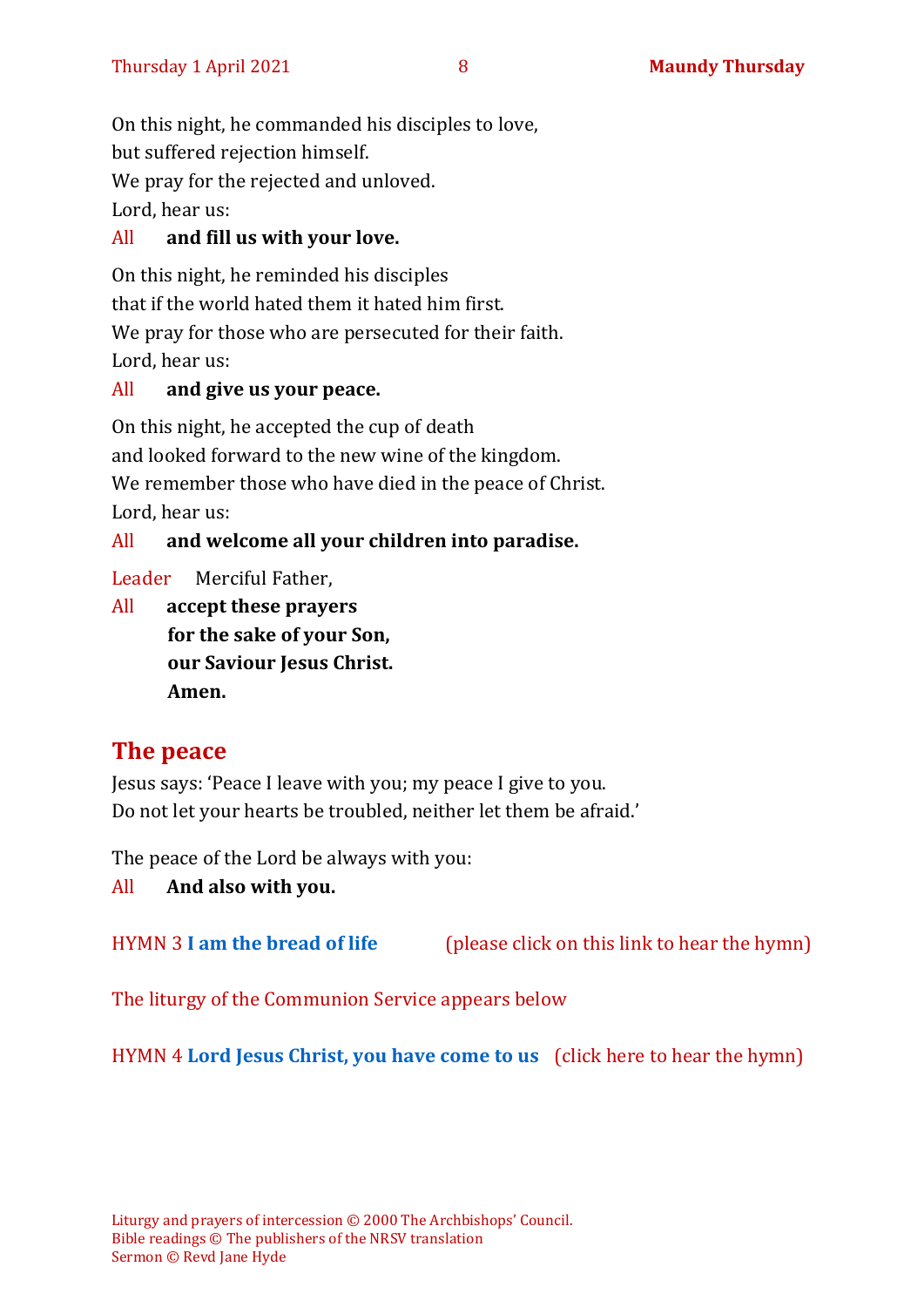On this night, he commanded his disciples to love,
but suffered rejection himself.
We pray for the rejected and unloved.
Lord, hear us:

All **and fill us with your love.**

On this night, he reminded his disciples
that if the world hated them it hated him first.
We pray for those who are persecuted for their faith.
Lord, hear us:

All **and give us your peace.**

On this night, he accepted the cup of death
and looked forward to the new wine of the kingdom.
We remember those who have died in the peace of Christ.
Lord, hear us:

All **and welcome all your children into paradise.**

Leader Merciful Father,

All **accept these prayers**
**for the sake of your Son,**
**our Saviour Jesus Christ.**
**Amen.**

## The peace

Jesus says: 'Peace I leave with you; my peace I give to you.
Do not let your hearts be troubled, neither let them be afraid.'

The peace of the Lord be always with you:

All **And also with you.**

HYMN 3 **I am the bread of life** (please click on this link to hear the hymn)

The liturgy of the Communion Service appears below

HYMN 4 **Lord Jesus Christ, you have come to us** (click here to hear the hymn)

Liturgy and prayers of intercession © 2000 The Archbishops' Council.
Bible readings © The publishers of the NRSV translation
Sermon © Revd Jane Hyde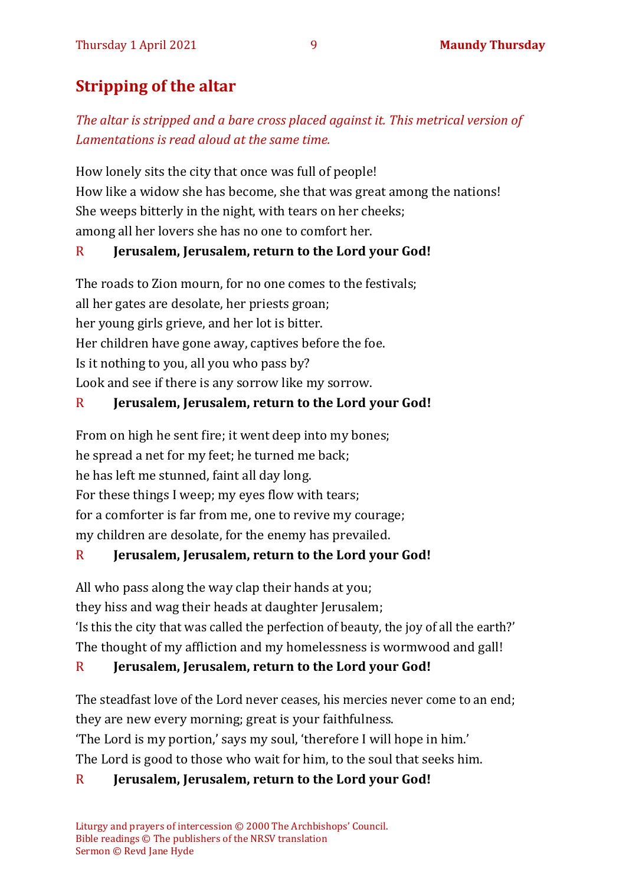## Stripping of the altar

*The altar is stripped and a bare cross placed against it. This metrical version of Lamentations is read aloud at the same time.*

How lonely sits the city that once was full of people!
How like a widow she has become, she that was great among the nations!
She weeps bitterly in the night, with tears on her cheeks;
among all her lovers she has no one to comfort her.

R **Jerusalem, Jerusalem, return to the Lord your God!**

The roads to Zion mourn, for no one comes to the festivals;
all her gates are desolate, her priests groan;
her young girls grieve, and her lot is bitter.
Her children have gone away, captives before the foe.
Is it nothing to you, all you who pass by?
Look and see if there is any sorrow like my sorrow.

R **Jerusalem, Jerusalem, return to the Lord your God!**

From on high he sent fire; it went deep into my bones;
he spread a net for my feet; he turned me back;
he has left me stunned, faint all day long.
For these things I weep; my eyes flow with tears;
for a comforter is far from me, one to revive my courage;
my children are desolate, for the enemy has prevailed.

R **Jerusalem, Jerusalem, return to the Lord your God!**

All who pass along the way clap their hands at you;
they hiss and wag their heads at daughter Jerusalem;
'Is this the city that was called the perfection of beauty, the joy of all the earth?'
The thought of my affliction and my homelessness is wormwood and gall!

R **Jerusalem, Jerusalem, return to the Lord your God!**

The steadfast love of the Lord never ceases, his mercies never come to an end;
they are new every morning; great is your faithfulness.
'The Lord is my portion,' says my soul, 'therefore I will hope in him.'
The Lord is good to those who wait for him, to the soul that seeks him.

R **Jerusalem, Jerusalem, return to the Lord your God!**

Liturgy and prayers of intercession © 2000 The Archbishops' Council.
Bible readings © The publishers of the NRSV translation
Sermon © Revd Jane Hyde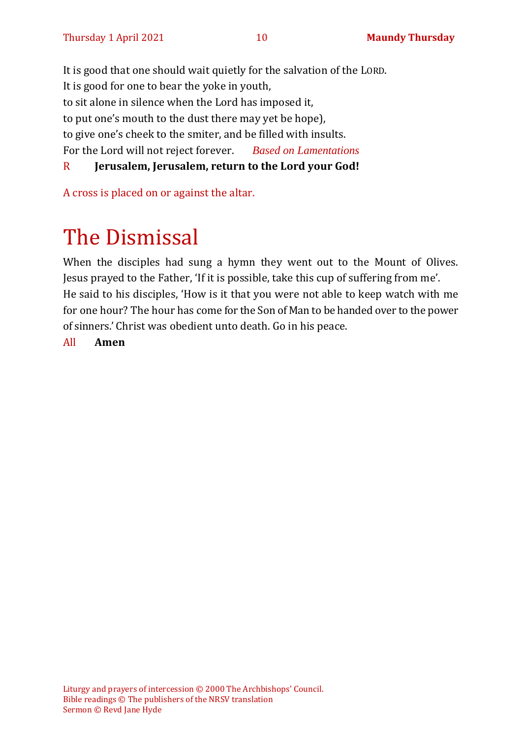It is good that one should wait quietly for the salvation of the LORD.
It is good for one to bear the yoke in youth,
to sit alone in silence when the Lord has imposed it,
to put one's mouth to the dust there may yet be hope),
to give one's cheek to the smiter, and be filled with insults.
For the Lord will not reject forever. *Based on Lamentations*

R **Jerusalem, Jerusalem, return to the Lord your God!**

A cross is placed on or against the altar.

# The Dismissal

When the disciples had sung a hymn they went out to the Mount of Olives. Jesus prayed to the Father, 'If it is possible, take this cup of suffering from me'.
He said to his disciples, 'How is it that you were not able to keep watch with me for one hour? The hour has come for the Son of Man to be handed over to the power of sinners.' Christ was obedient unto death. Go in his peace.

All **Amen**

Liturgy and prayers of intercession © 2000 The Archbishops' Council.
Bible readings © The publishers of the NRSV translation
Sermon © Revd Jane Hyde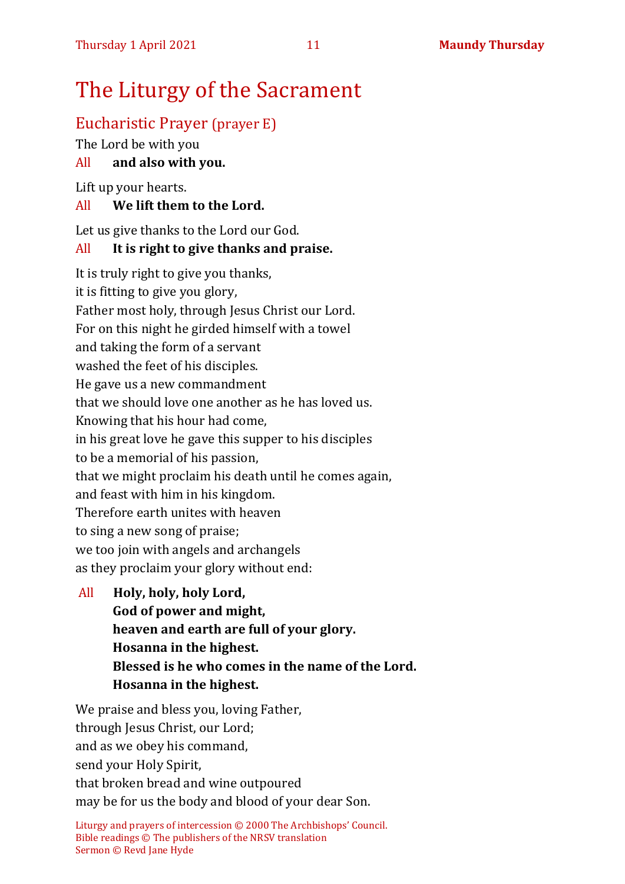# The Liturgy of the Sacrament

## Eucharistic Prayer (prayer E)

The Lord be with you

All **and also with you.**

Lift up your hearts.

All **We lift them to the Lord.**

Let us give thanks to the Lord our God.

All **It is right to give thanks and praise.**

It is truly right to give you thanks,
it is fitting to give you glory,
Father most holy, through Jesus Christ our Lord.
For on this night he girded himself with a towel
and taking the form of a servant
washed the feet of his disciples.
He gave us a new commandment
that we should love one another as he has loved us.
Knowing that his hour had come,
in his great love he gave this supper to his disciples
to be a memorial of his passion,
that we might proclaim his death until he comes again,
and feast with him in his kingdom.
Therefore earth unites with heaven
to sing a new song of praise;
we too join with angels and archangels
as they proclaim your glory without end:

All **Holy, holy, holy Lord,**
**God of power and might,**
**heaven and earth are full of your glory.**
**Hosanna in the highest.**
**Blessed is he who comes in the name of the Lord.**
**Hosanna in the highest.**

We praise and bless you, loving Father,
through Jesus Christ, our Lord;
and as we obey his command,
send your Holy Spirit,
that broken bread and wine outpoured
may be for us the body and blood of your dear Son.

Liturgy and prayers of intercession © 2000 The Archbishops' Council.
Bible readings © The publishers of the NRSV translation
Sermon © Revd Jane Hyde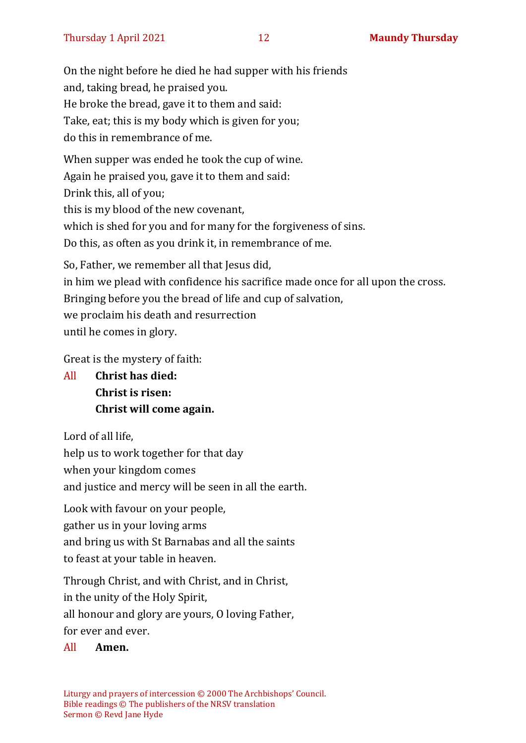On the night before he died he had supper with his friends
and, taking bread, he praised you.
He broke the bread, gave it to them and said:
Take, eat; this is my body which is given for you;
do this in remembrance of me.

When supper was ended he took the cup of wine.
Again he praised you, gave it to them and said:
Drink this, all of you;
this is my blood of the new covenant,
which is shed for you and for many for the forgiveness of sins.
Do this, as often as you drink it, in remembrance of me.

So, Father, we remember all that Jesus did,
in him we plead with confidence his sacrifice made once for all upon the cross.
Bringing before you the bread of life and cup of salvation,
we proclaim his death and resurrection
until he comes in glory.

Great is the mystery of faith:

All **Christ has died:**
**Christ is risen:**
**Christ will come again.**

Lord of all life,
help us to work together for that day
when your kingdom comes
and justice and mercy will be seen in all the earth.

Look with favour on your people,
gather us in your loving arms
and bring us with St Barnabas and all the saints
to feast at your table in heaven.

Through Christ, and with Christ, and in Christ,
in the unity of the Holy Spirit,
all honour and glory are yours, O loving Father,
for ever and ever.

All **Amen.**

Liturgy and prayers of intercession © 2000 The Archbishops' Council.
Bible readings © The publishers of the NRSV translation
Sermon © Revd Jane Hyde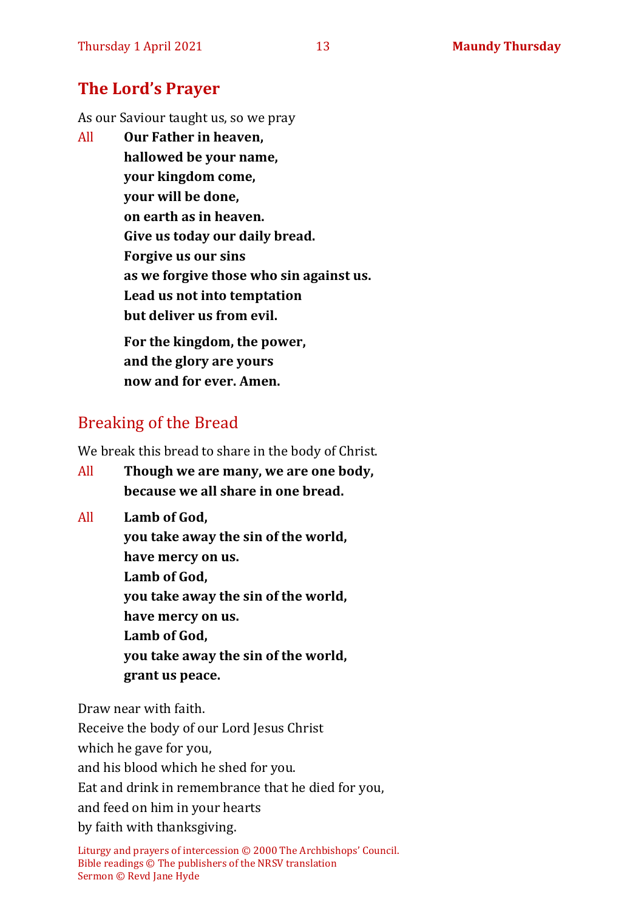## The Lord's Prayer

As our Saviour taught us, so we pray

All **Our Father in heaven,**
**hallowed be your name,**
**your kingdom come,**
**your will be done,**
**on earth as in heaven.**
**Give us today our daily bread.**
**Forgive us our sins**
**as we forgive those who sin against us.**
**Lead us not into temptation**
**but deliver us from evil.**

**For the kingdom, the power,**
**and the glory are yours**
**now and for ever. Amen.**

## Breaking of the Bread

We break this bread to share in the body of Christ.

All **Though we are many, we are one body,**
**because we all share in one bread.**

All **Lamb of God,**
**you take away the sin of the world,**
**have mercy on us.**
**Lamb of God,**
**you take away the sin of the world,**
**have mercy on us.**
**Lamb of God,**
**you take away the sin of the world,**
**grant us peace.**

Draw near with faith.
Receive the body of our Lord Jesus Christ
which he gave for you,
and his blood which he shed for you.
Eat and drink in remembrance that he died for you,
and feed on him in your hearts
by faith with thanksgiving.

Liturgy and prayers of intercession © 2000 The Archbishops' Council.
Bible readings © The publishers of the NRSV translation
Sermon © Revd Jane Hyde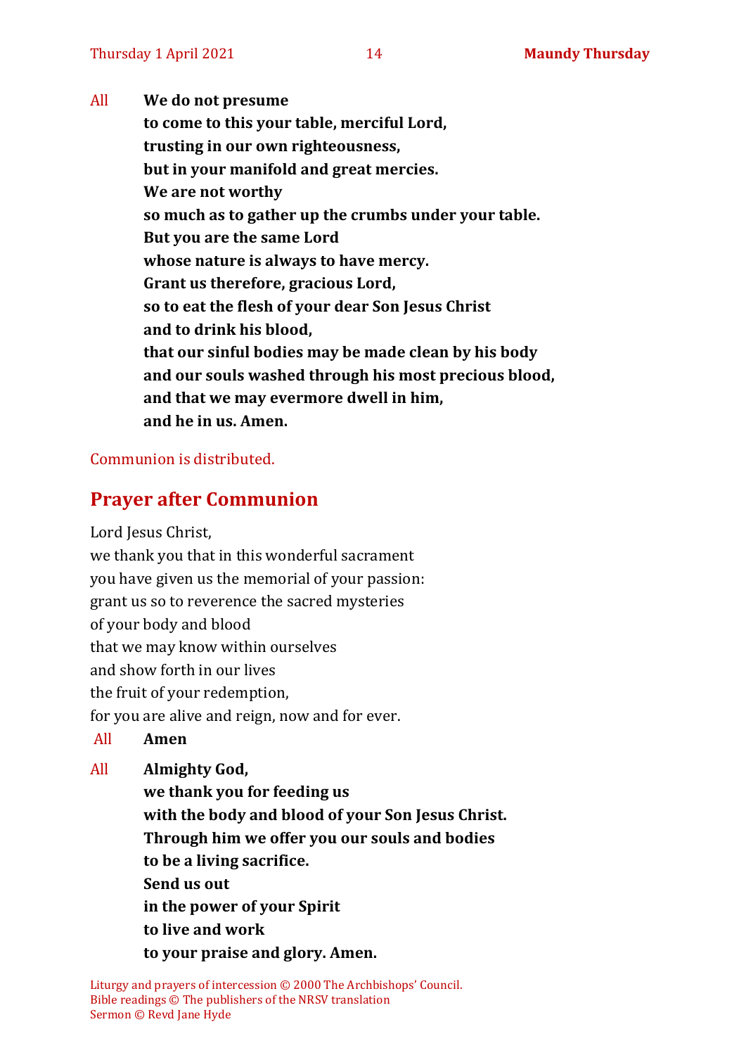All **We do not presume**
**to come to this your table, merciful Lord,**
**trusting in our own righteousness,**
**but in your manifold and great mercies.**
**We are not worthy**
**so much as to gather up the crumbs under your table.**
**But you are the same Lord**
**whose nature is always to have mercy.**
**Grant us therefore, gracious Lord,**
**so to eat the flesh of your dear Son Jesus Christ**
**and to drink his blood,**
**that our sinful bodies may be made clean by his body**
**and our souls washed through his most precious blood,**
**and that we may evermore dwell in him,**
**and he in us. Amen.**

Communion is distributed.

## Prayer after Communion

Lord Jesus Christ,
we thank you that in this wonderful sacrament
you have given us the memorial of your passion:
grant us so to reverence the sacred mysteries
of your body and blood
that we may know within ourselves
and show forth in our lives
the fruit of your redemption,
for you are alive and reign, now and for ever.

All **Amen**

All **Almighty God,**
**we thank you for feeding us**
**with the body and blood of your Son Jesus Christ.**
**Through him we offer you our souls and bodies**
**to be a living sacrifice.**
**Send us out**
**in the power of your Spirit**
**to live and work**
**to your praise and glory. Amen.**

Liturgy and prayers of intercession © 2000 The Archbishops' Council.
Bible readings © The publishers of the NRSV translation
Sermon © Revd Jane Hyde